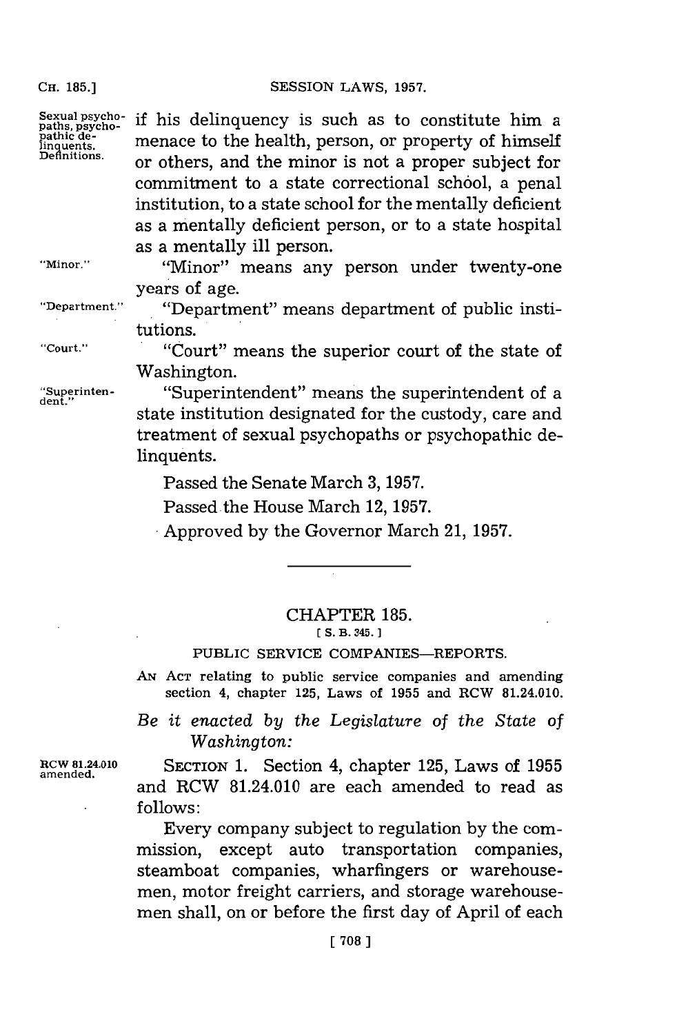if his delinquency is such as to constitute him a menace to the health, person, or property of himself or others, and the minor is not a proper subject for commitment to a state correctional school, a penal institution, to a state school for the mentally deficient as a mentally deficient person, or to a state hospital as a mentally ill person.

"Minor" means any person under twenty-one years of age.

"Department" means department of public institutions.

"Court" means the superior court of the state of Washington.

"Superintendent" means the superintendent of a state institution designated for the custody, care and treatment of sexual psychopaths or psychopathic delinquents.

Passed the Senate March 3, 1957.

Passed the House March 12, 1957.

Approved by the Governor March 21, 1957.

---

## CHAPTER 185.

[ S. B. 345. ]

### PUBLIC SERVICE COMPANIES—REPORTS.

AN ACT relating to public service companies and amending section 4, chapter 125, Laws of 1955 and RCW 81.24.010.

*Be it enacted by the Legislature of the State of Washington:*

SECTION 1. Section 4, chapter 125, Laws of 1955 and RCW 81.24.010 are each amended to read as follows:

Every company subject to regulation by the commission, except auto transportation companies, steamboat companies, wharfingers or warehousemen, motor freight carriers, and storage warehousemen shall, on or before the first day of April of each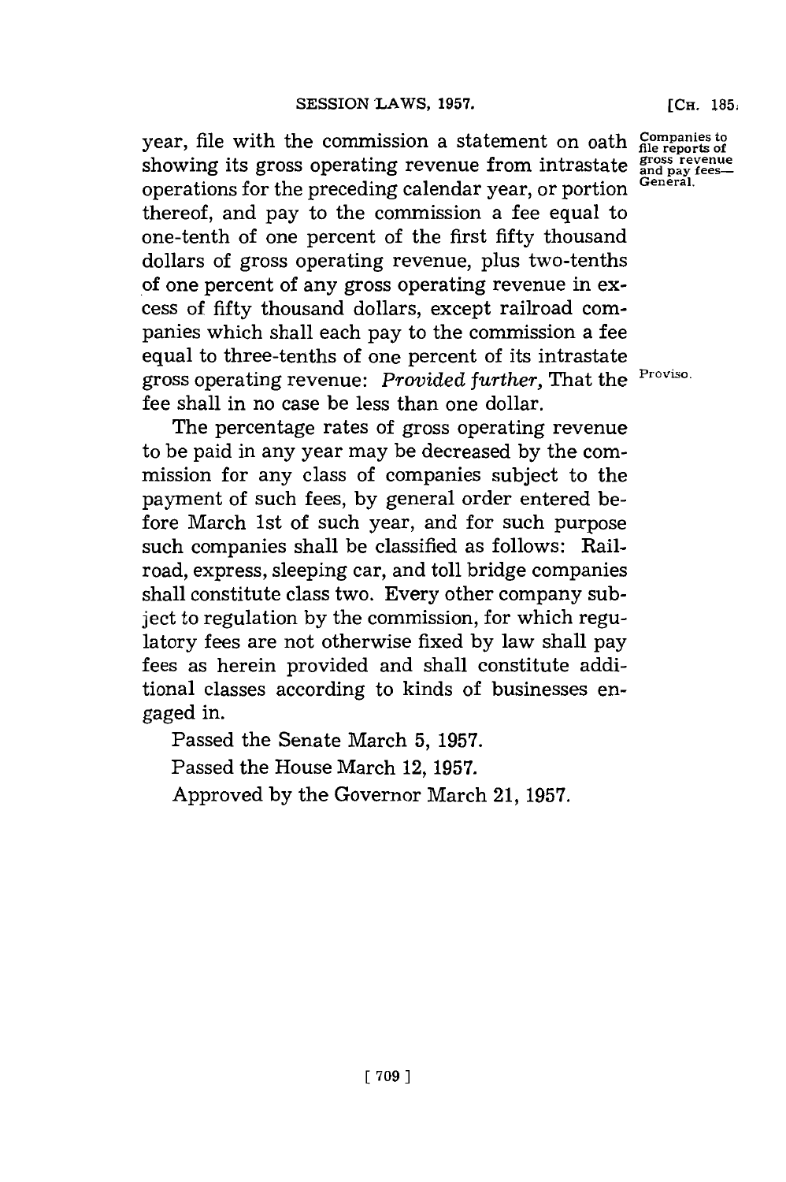year, file with the commission a statement on oath showing its gross operating revenue from intrastate operations for the preceding calendar year, or portion thereof, and pay to the commission a fee equal to one-tenth of one percent of the first fifty thousand dollars of gross operating revenue, plus two-tenths of one percent of any gross operating revenue in excess of fifty thousand dollars, except railroad companies which shall each pay to the commission a fee equal to three-tenths of one percent of its intrastate gross operating revenue: *Provided further,* That the fee shall in no case be less than one dollar.

Companies to file reports of gross revenue and pay fees—General.

Proviso.

The percentage rates of gross operating revenue to be paid in any year may be decreased by the commission for any class of companies subject to the payment of such fees, by general order entered before March 1st of such year, and for such purpose such companies shall be classified as follows: Railroad, express, sleeping car, and toll bridge companies shall constitute class two. Every other company subject to regulation by the commission, for which regulatory fees are not otherwise fixed by law shall pay fees as herein provided and shall constitute additional classes according to kinds of businesses engaged in.

Passed the Senate March 5, 1957.

Passed the House March 12, 1957.

Approved by the Governor March 21, 1957.